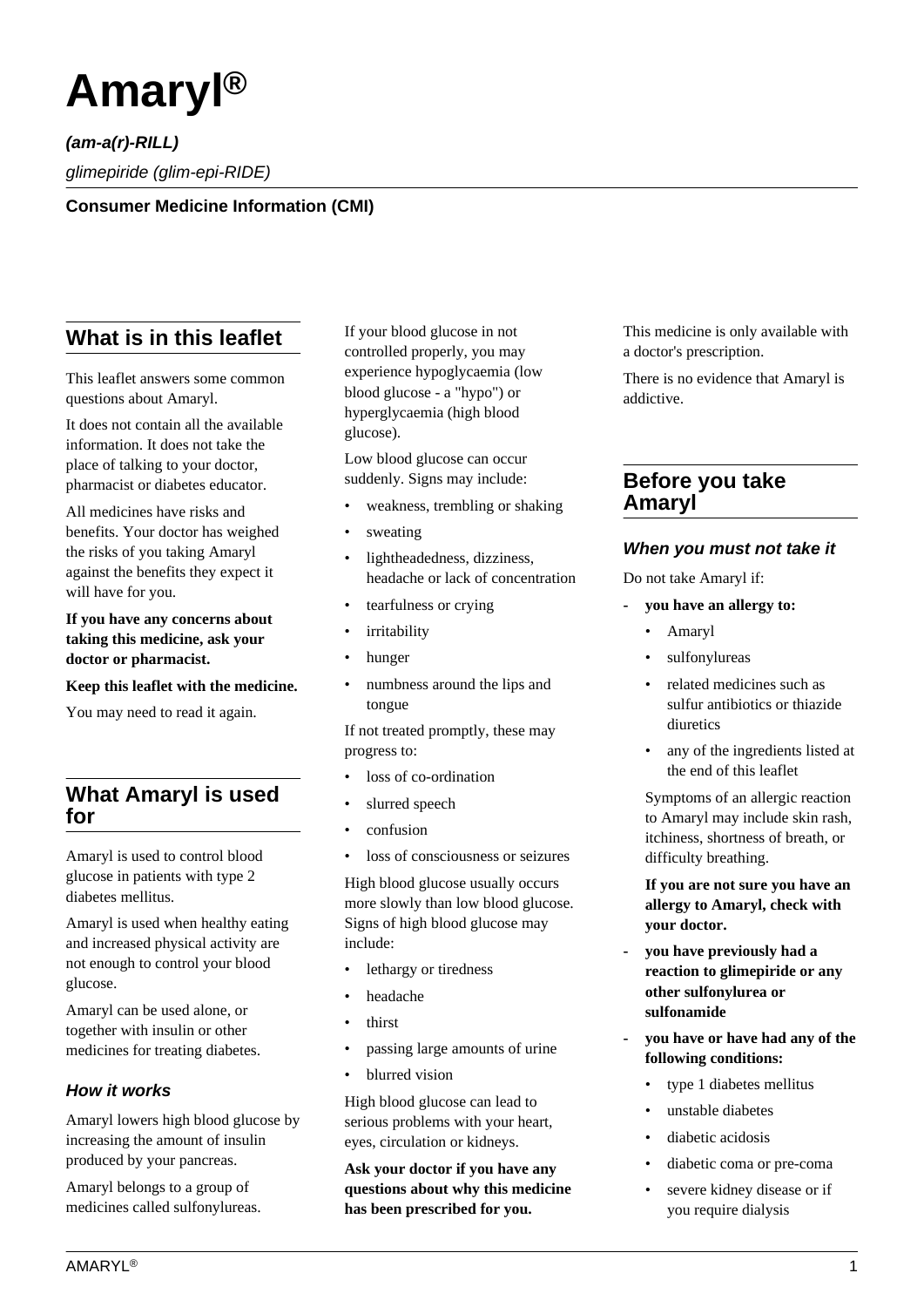# Amaryl®

***(am-a(r)-RILL)***

*glimepiride (glim-epi-RIDE)*

**Consumer Medicine Information (CMI)**

## What is in this leaflet

This leaflet answers some common questions about Amaryl.

It does not contain all the available information. It does not take the place of talking to your doctor, pharmacist or diabetes educator.

All medicines have risks and benefits. Your doctor has weighed the risks of you taking Amaryl against the benefits they expect it will have for you.

**If you have any concerns about taking this medicine, ask your doctor or pharmacist.**

**Keep this leaflet with the medicine.**

You may need to read it again.

## What Amaryl is used for

Amaryl is used to control blood glucose in patients with type 2 diabetes mellitus.

Amaryl is used when healthy eating and increased physical activity are not enough to control your blood glucose.

Amaryl can be used alone, or together with insulin or other medicines for treating diabetes.

### How it works

Amaryl lowers high blood glucose by increasing the amount of insulin produced by your pancreas.

Amaryl belongs to a group of medicines called sulfonylureas.

If your blood glucose in not controlled properly, you may experience hypoglycaemia (low blood glucose - a "hypo") or hyperglycaemia (high blood glucose).

Low blood glucose can occur suddenly. Signs may include:

- weakness, trembling or shaking
- sweating
- lightheadedness, dizziness, headache or lack of concentration
- tearfulness or crying
- irritability
- hunger
- numbness around the lips and tongue

If not treated promptly, these may progress to:

- loss of co-ordination
- slurred speech
- confusion
- loss of consciousness or seizures

High blood glucose usually occurs more slowly than low blood glucose. Signs of high blood glucose may include:

- lethargy or tiredness
- headache
- thirst
- passing large amounts of urine
- blurred vision

High blood glucose can lead to serious problems with your heart, eyes, circulation or kidneys.

**Ask your doctor if you have any questions about why this medicine has been prescribed for you.**

This medicine is only available with a doctor's prescription.

There is no evidence that Amaryl is addictive.

## Before you take Amaryl

### When you must not take it

Do not take Amaryl if:

- **you have an allergy to:**
  - Amaryl
  - sulfonylureas
  - related medicines such as sulfur antibiotics or thiazide diuretics
  - any of the ingredients listed at the end of this leaflet

  Symptoms of an allergic reaction to Amaryl may include skin rash, itchiness, shortness of breath, or difficulty breathing.

  **If you are not sure you have an allergy to Amaryl, check with your doctor.**

- **you have previously had a reaction to glimepiride or any other sulfonylurea or sulfonamide**
- **you have or have had any of the following conditions:**
  - type 1 diabetes mellitus
  - unstable diabetes
  - diabetic acidosis
  - diabetic coma or pre-coma
  - severe kidney disease or if you require dialysis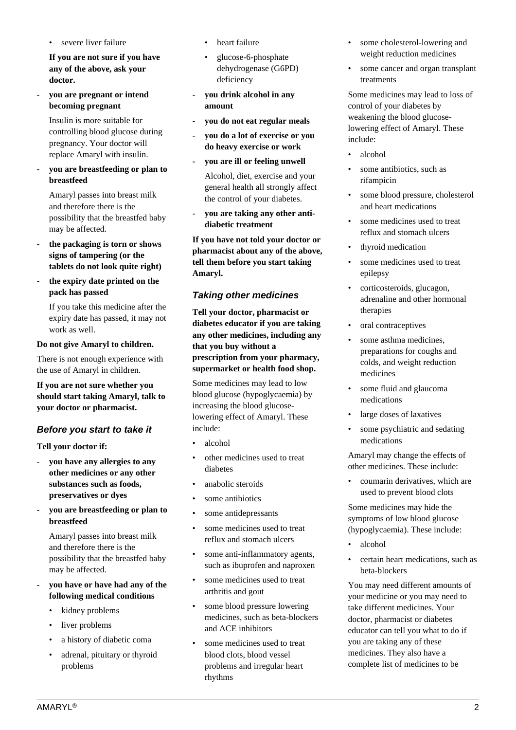- severe liver failure

**If you are not sure if you have any of the above, ask your doctor.**

- **you are pregnant or intend becoming pregnant**

  Insulin is more suitable for controlling blood glucose during pregnancy. Your doctor will replace Amaryl with insulin.

- **you are breastfeeding or plan to breastfeed**

  Amaryl passes into breast milk and therefore there is the possibility that the breastfed baby may be affected.

- **the packaging is torn or shows signs of tampering (or the tablets do not look quite right)**
- **the expiry date printed on the pack has passed**

  If you take this medicine after the expiry date has passed, it may not work as well.

**Do not give Amaryl to children.**

There is not enough experience with the use of Amaryl in children.

**If you are not sure whether you should start taking Amaryl, talk to your doctor or pharmacist.**

### *Before you start to take it*

**Tell your doctor if:**

- **you have any allergies to any other medicines or any other substances such as foods, preservatives or dyes**
- **you are breastfeeding or plan to breastfeed**

  Amaryl passes into breast milk and therefore there is the possibility that the breastfed baby may be affected.

- **you have or have had any of the following medical conditions**
  - kidney problems
  - liver problems
  - a history of diabetic coma
  - adrenal, pituitary or thyroid problems
  - heart failure
  - glucose-6-phosphate dehydrogenase (G6PD) deficiency
- **you drink alcohol in any amount**
- **you do not eat regular meals**
- **you do a lot of exercise or you do heavy exercise or work**
- **you are ill or feeling unwell**

  Alcohol, diet, exercise and your general health all strongly affect the control of your diabetes.

- **you are taking any other anti-diabetic treatment**

**If you have not told your doctor or pharmacist about any of the above, tell them before you start taking Amaryl.**

### *Taking other medicines*

**Tell your doctor, pharmacist or diabetes educator if you are taking any other medicines, including any that you buy without a prescription from your pharmacy, supermarket or health food shop.**

Some medicines may lead to low blood glucose (hypoglycaemia) by increasing the blood glucose-lowering effect of Amaryl. These include:

- alcohol
- other medicines used to treat diabetes
- anabolic steroids
- some antibiotics
- some antidepressants
- some medicines used to treat reflux and stomach ulcers
- some anti-inflammatory agents, such as ibuprofen and naproxen
- some medicines used to treat arthritis and gout
- some blood pressure lowering medicines, such as beta-blockers and ACE inhibitors
- some medicines used to treat blood clots, blood vessel problems and irregular heart rhythms
- some cholesterol-lowering and weight reduction medicines
- some cancer and organ transplant treatments

Some medicines may lead to loss of control of your diabetes by weakening the blood glucose-lowering effect of Amaryl. These include:

- alcohol
- some antibiotics, such as rifampicin
- some blood pressure, cholesterol and heart medications
- some medicines used to treat reflux and stomach ulcers
- thyroid medication
- some medicines used to treat epilepsy
- corticosteroids, glucagon, adrenaline and other hormonal therapies
- oral contraceptives
- some asthma medicines, preparations for coughs and colds, and weight reduction medicines
- some fluid and glaucoma medications
- large doses of laxatives
- some psychiatric and sedating medications

Amaryl may change the effects of other medicines. These include:

- coumarin derivatives, which are used to prevent blood clots

Some medicines may hide the symptoms of low blood glucose (hypoglycaemia). These include:

- alcohol
- certain heart medications, such as beta-blockers

You may need different amounts of your medicine or you may need to take different medicines. Your doctor, pharmacist or diabetes educator can tell you what to do if you are taking any of these medicines. They also have a complete list of medicines to be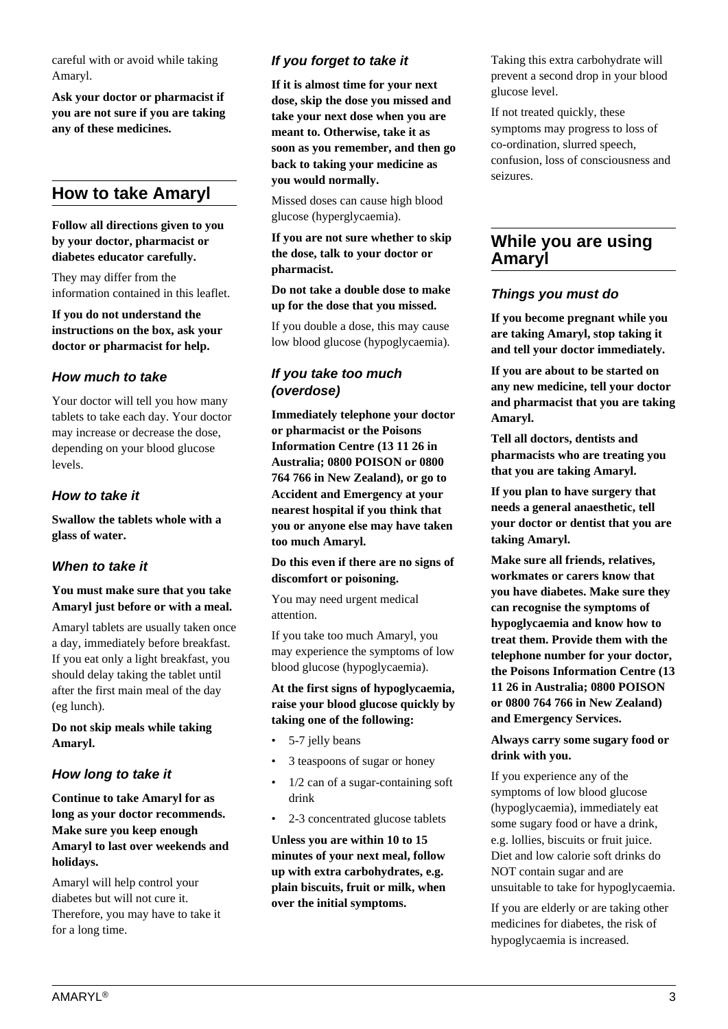careful with or avoid while taking Amaryl.

**Ask your doctor or pharmacist if you are not sure if you are taking any of these medicines.**

## How to take Amaryl

**Follow all directions given to you by your doctor, pharmacist or diabetes educator carefully.**

They may differ from the information contained in this leaflet.

**If you do not understand the instructions on the box, ask your doctor or pharmacist for help.**

### *How much to take*

Your doctor will tell you how many tablets to take each day. Your doctor may increase or decrease the dose, depending on your blood glucose levels.

### *How to take it*

**Swallow the tablets whole with a glass of water.**

### *When to take it*

**You must make sure that you take Amaryl just before or with a meal.**

Amaryl tablets are usually taken once a day, immediately before breakfast. If you eat only a light breakfast, you should delay taking the tablet until after the first main meal of the day (eg lunch).

**Do not skip meals while taking Amaryl.**

### *How long to take it*

**Continue to take Amaryl for as long as your doctor recommends. Make sure you keep enough Amaryl to last over weekends and holidays.**

Amaryl will help control your diabetes but will not cure it. Therefore, you may have to take it for a long time.

### *If you forget to take it*

**If it is almost time for your next dose, skip the dose you missed and take your next dose when you are meant to. Otherwise, take it as soon as you remember, and then go back to taking your medicine as you would normally.**

Missed doses can cause high blood glucose (hyperglycaemia).

**If you are not sure whether to skip the dose, talk to your doctor or pharmacist.**

**Do not take a double dose to make up for the dose that you missed.**

If you double a dose, this may cause low blood glucose (hypoglycaemia).

### *If you take too much (overdose)*

**Immediately telephone your doctor or pharmacist or the Poisons Information Centre (13 11 26 in Australia; 0800 POISON or 0800 764 766 in New Zealand), or go to Accident and Emergency at your nearest hospital if you think that you or anyone else may have taken too much Amaryl.**

**Do this even if there are no signs of discomfort or poisoning.**

You may need urgent medical attention.

If you take too much Amaryl, you may experience the symptoms of low blood glucose (hypoglycaemia).

**At the first signs of hypoglycaemia, raise your blood glucose quickly by taking one of the following:**

- 5-7 jelly beans
- 3 teaspoons of sugar or honey
- 1/2 can of a sugar-containing soft drink
- 2-3 concentrated glucose tablets

**Unless you are within 10 to 15 minutes of your next meal, follow up with extra carbohydrates, e.g. plain biscuits, fruit or milk, when over the initial symptoms.**

Taking this extra carbohydrate will prevent a second drop in your blood glucose level.

If not treated quickly, these symptoms may progress to loss of co-ordination, slurred speech, confusion, loss of consciousness and seizures.

## While you are using Amaryl

### *Things you must do*

**If you become pregnant while you are taking Amaryl, stop taking it and tell your doctor immediately.**

**If you are about to be started on any new medicine, tell your doctor and pharmacist that you are taking Amaryl.**

**Tell all doctors, dentists and pharmacists who are treating you that you are taking Amaryl.**

**If you plan to have surgery that needs a general anaesthetic, tell your doctor or dentist that you are taking Amaryl.**

**Make sure all friends, relatives, workmates or carers know that you have diabetes. Make sure they can recognise the symptoms of hypoglycaemia and know how to treat them. Provide them with the telephone number for your doctor, the Poisons Information Centre (13 11 26 in Australia; 0800 POISON or 0800 764 766 in New Zealand) and Emergency Services.**

**Always carry some sugary food or drink with you.**

If you experience any of the symptoms of low blood glucose (hypoglycaemia), immediately eat some sugary food or have a drink, e.g. lollies, biscuits or fruit juice. Diet and low calorie soft drinks do NOT contain sugar and are unsuitable to take for hypoglycaemia.

If you are elderly or are taking other medicines for diabetes, the risk of hypoglycaemia is increased.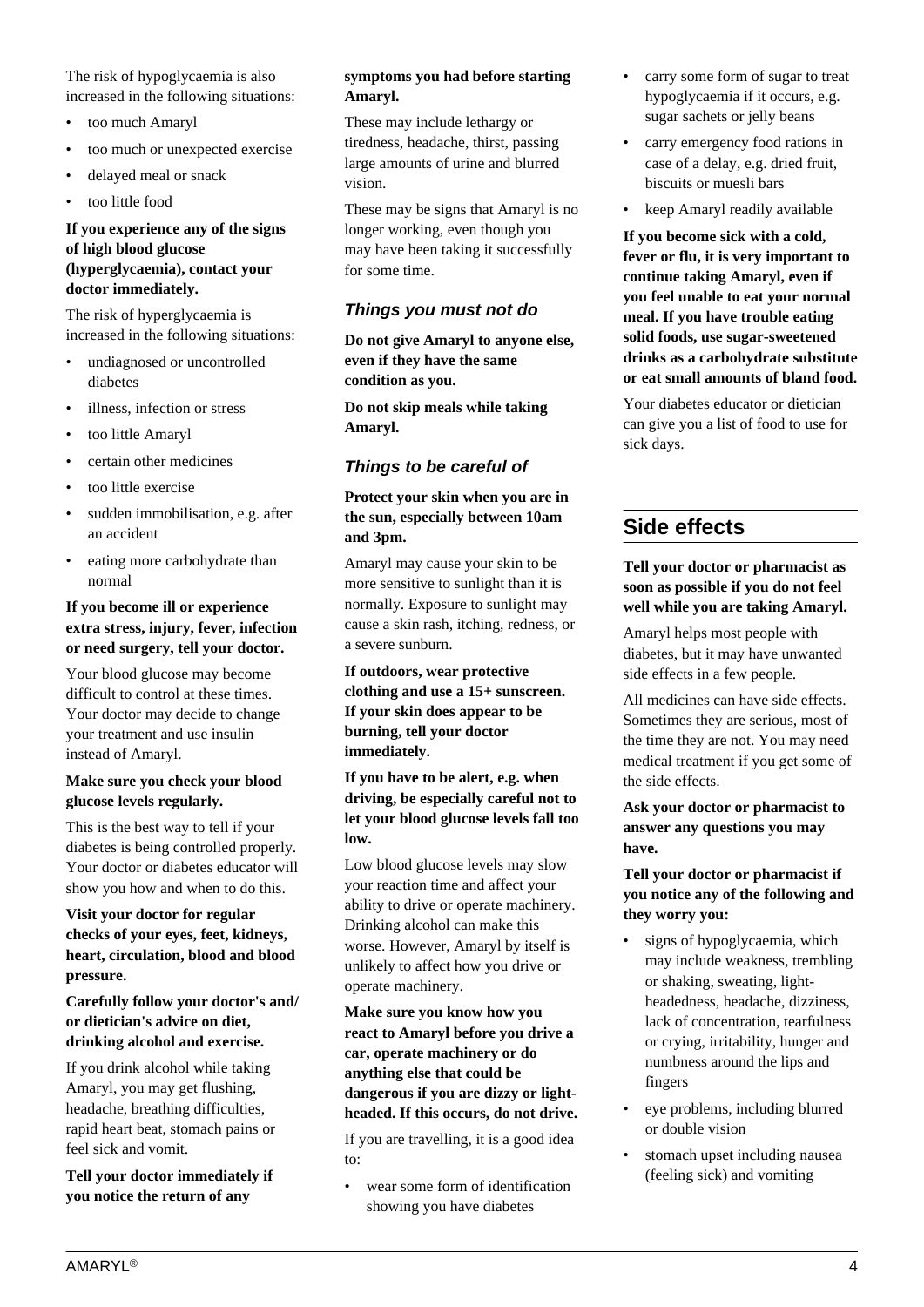The risk of hypoglycaemia is also increased in the following situations:

- too much Amaryl
- too much or unexpected exercise
- delayed meal or snack
- too little food

**If you experience any of the signs of high blood glucose (hyperglycaemia), contact your doctor immediately.**

The risk of hyperglycaemia is increased in the following situations:

- undiagnosed or uncontrolled diabetes
- illness, infection or stress
- too little Amaryl
- certain other medicines
- too little exercise
- sudden immobilisation, e.g. after an accident
- eating more carbohydrate than normal

**If you become ill or experience extra stress, injury, fever, infection or need surgery, tell your doctor.**

Your blood glucose may become difficult to control at these times. Your doctor may decide to change your treatment and use insulin instead of Amaryl.

**Make sure you check your blood glucose levels regularly.**

This is the best way to tell if your diabetes is being controlled properly. Your doctor or diabetes educator will show you how and when to do this.

**Visit your doctor for regular checks of your eyes, feet, kidneys, heart, circulation, blood and blood pressure.**

**Carefully follow your doctor's and/ or dietician's advice on diet, drinking alcohol and exercise.**

If you drink alcohol while taking Amaryl, you may get flushing, headache, breathing difficulties, rapid heart beat, stomach pains or feel sick and vomit.

**Tell your doctor immediately if you notice the return of any symptoms you had before starting Amaryl.**

These may include lethargy or tiredness, headache, thirst, passing large amounts of urine and blurred vision.

These may be signs that Amaryl is no longer working, even though you may have been taking it successfully for some time.

### *Things you must not do*

**Do not give Amaryl to anyone else, even if they have the same condition as you.**

**Do not skip meals while taking Amaryl.**

### *Things to be careful of*

**Protect your skin when you are in the sun, especially between 10am and 3pm.**

Amaryl may cause your skin to be more sensitive to sunlight than it is normally. Exposure to sunlight may cause a skin rash, itching, redness, or a severe sunburn.

**If outdoors, wear protective clothing and use a 15+ sunscreen. If your skin does appear to be burning, tell your doctor immediately.**

**If you have to be alert, e.g. when driving, be especially careful not to let your blood glucose levels fall too low.**

Low blood glucose levels may slow your reaction time and affect your ability to drive or operate machinery. Drinking alcohol can make this worse. However, Amaryl by itself is unlikely to affect how you drive or operate machinery.

**Make sure you know how you react to Amaryl before you drive a car, operate machinery or do anything else that could be dangerous if you are dizzy or light-headed. If this occurs, do not drive.**

If you are travelling, it is a good idea to:

- wear some form of identification showing you have diabetes
- carry some form of sugar to treat hypoglycaemia if it occurs, e.g. sugar sachets or jelly beans
- carry emergency food rations in case of a delay, e.g. dried fruit, biscuits or muesli bars
- keep Amaryl readily available

**If you become sick with a cold, fever or flu, it is very important to continue taking Amaryl, even if you feel unable to eat your normal meal. If you have trouble eating solid foods, use sugar-sweetened drinks as a carbohydrate substitute or eat small amounts of bland food.**

Your diabetes educator or dietician can give you a list of food to use for sick days.

## Side effects

**Tell your doctor or pharmacist as soon as possible if you do not feel well while you are taking Amaryl.**

Amaryl helps most people with diabetes, but it may have unwanted side effects in a few people.

All medicines can have side effects. Sometimes they are serious, most of the time they are not. You may need medical treatment if you get some of the side effects.

**Ask your doctor or pharmacist to answer any questions you may have.**

**Tell your doctor or pharmacist if you notice any of the following and they worry you:**

- signs of hypoglycaemia, which may include weakness, trembling or shaking, sweating, light-headedness, headache, dizziness, lack of concentration, tearfulness or crying, irritability, hunger and numbness around the lips and fingers
- eye problems, including blurred or double vision
- stomach upset including nausea (feeling sick) and vomiting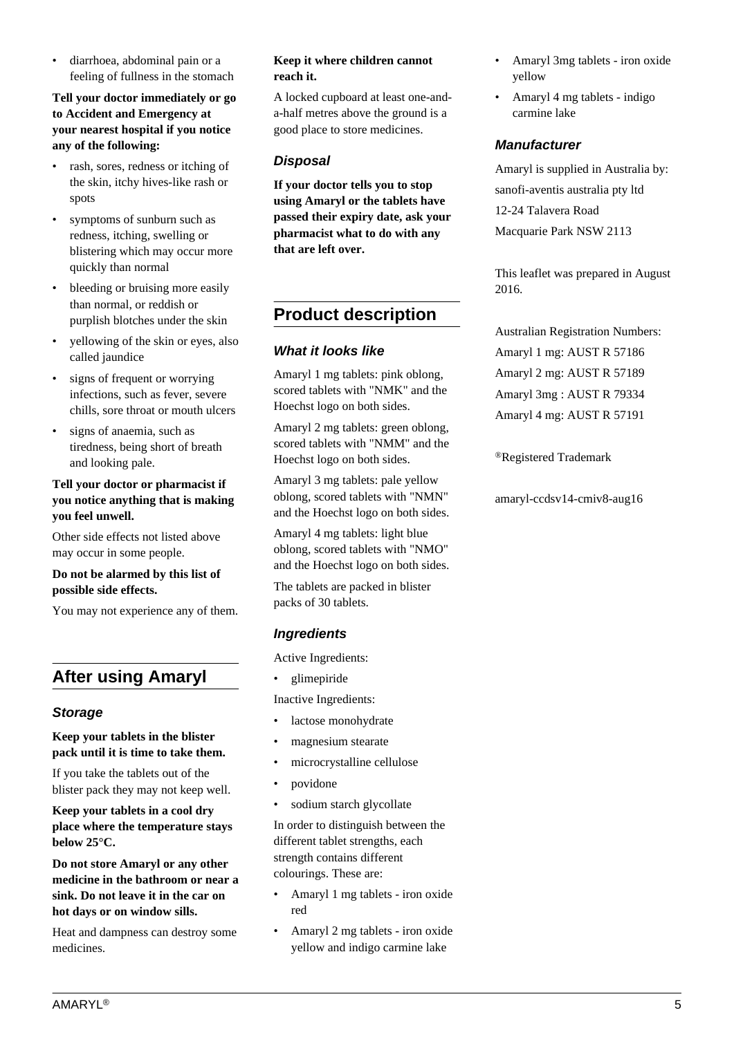- diarrhoea, abdominal pain or a feeling of fullness in the stomach

**Tell your doctor immediately or go to Accident and Emergency at your nearest hospital if you notice any of the following:**

- rash, sores, redness or itching of the skin, itchy hives-like rash or spots
- symptoms of sunburn such as redness, itching, swelling or blistering which may occur more quickly than normal
- bleeding or bruising more easily than normal, or reddish or purplish blotches under the skin
- yellowing of the skin or eyes, also called jaundice
- signs of frequent or worrying infections, such as fever, severe chills, sore throat or mouth ulcers
- signs of anaemia, such as tiredness, being short of breath and looking pale.

**Tell your doctor or pharmacist if you notice anything that is making you feel unwell.**

Other side effects not listed above may occur in some people.

**Do not be alarmed by this list of possible side effects.**

You may not experience any of them.

## After using Amaryl

### *Storage*

**Keep your tablets in the blister pack until it is time to take them.**

If you take the tablets out of the blister pack they may not keep well.

**Keep your tablets in a cool dry place where the temperature stays below 25°C.**

**Do not store Amaryl or any other medicine in the bathroom or near a sink. Do not leave it in the car on hot days or on window sills.**

Heat and dampness can destroy some medicines.

**Keep it where children cannot reach it.**

A locked cupboard at least one-and-a-half metres above the ground is a good place to store medicines.

### *Disposal*

**If your doctor tells you to stop using Amaryl or the tablets have passed their expiry date, ask your pharmacist what to do with any that are left over.**

## Product description

### *What it looks like*

Amaryl 1 mg tablets: pink oblong, scored tablets with "NMK" and the Hoechst logo on both sides.

Amaryl 2 mg tablets: green oblong, scored tablets with "NMM" and the Hoechst logo on both sides.

Amaryl 3 mg tablets: pale yellow oblong, scored tablets with "NMN" and the Hoechst logo on both sides.

Amaryl 4 mg tablets: light blue oblong, scored tablets with "NMO" and the Hoechst logo on both sides.

The tablets are packed in blister packs of 30 tablets.

### *Ingredients*

Active Ingredients:

- glimepiride

Inactive Ingredients:

- lactose monohydrate
- magnesium stearate
- microcrystalline cellulose
- povidone
- sodium starch glycollate

In order to distinguish between the different tablet strengths, each strength contains different colourings. These are:

- Amaryl 1 mg tablets - iron oxide red
- Amaryl 2 mg tablets - iron oxide yellow and indigo carmine lake
- Amaryl 3mg tablets - iron oxide yellow
- Amaryl 4 mg tablets - indigo carmine lake

### *Manufacturer*

Amaryl is supplied in Australia by:

sanofi-aventis australia pty ltd

12-24 Talavera Road

Macquarie Park NSW 2113

This leaflet was prepared in August 2016.

Australian Registration Numbers:

Amaryl 1 mg: AUST R 57186

Amaryl 2 mg: AUST R 57189

Amaryl 3mg : AUST R 79334

Amaryl 4 mg: AUST R 57191

®Registered Trademark

amaryl-ccdsv14-cmiv8-aug16